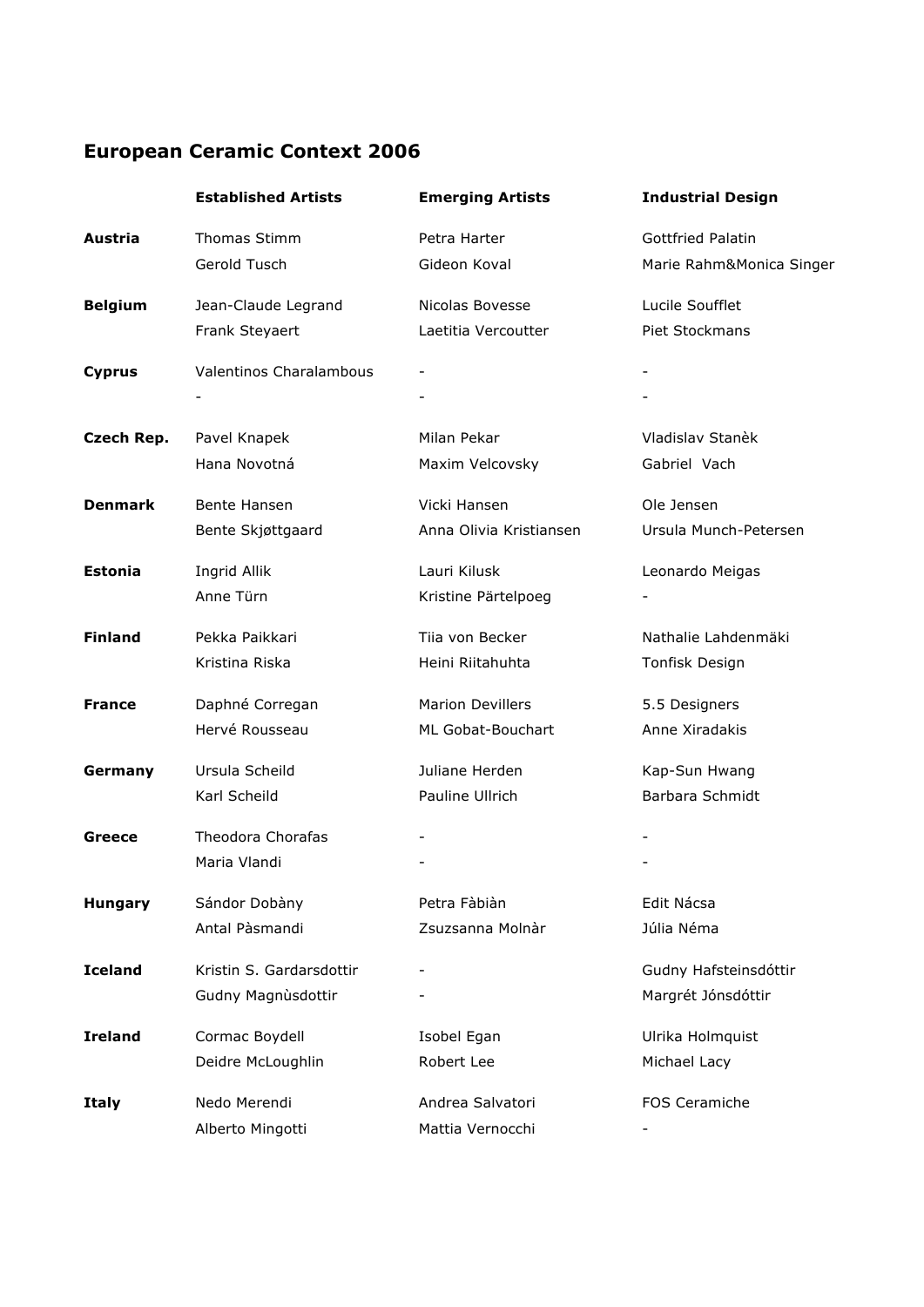# European Ceramic Context 2006

| | Established Artists | Emerging Artists | Industrial Design |
|---|---|---|---|
| **Austria** | Thomas Stimm | Petra Harter | Gottfried Palatin |
| | Gerold Tusch | Gideon Koval | Marie Rahm&Monica Singer |
| **Belgium** | Jean-Claude Legrand | Nicolas Bovesse | Lucile Soufflet |
| | Frank Steyaert | Laetitia Vercoutter | Piet Stockmans |
| **Cyprus** | Valentinos Charalambous | - | - |
| | - | - | - |
| **Czech Rep.** | Pavel Knapek | Milan Pekar | Vladislav Stanèk |
| | Hana Novotná | Maxim Velcovsky | Gabriel Vach |
| **Denmark** | Bente Hansen | Vicki Hansen | Ole Jensen |
| | Bente Skjøttgaard | Anna Olivia Kristiansen | Ursula Munch-Petersen |
| **Estonia** | Ingrid Allik | Lauri Kilusk | Leonardo Meigas |
| | Anne Türn | Kristine Pärtelpoeg | - |
| **Finland** | Pekka Paikkari | Tiia von Becker | Nathalie Lahdenmäki |
| | Kristina Riska | Heini Riitahuhta | Tonfisk Design |
| **France** | Daphné Corregan | Marion Devillers | 5.5 Designers |
| | Hervé Rousseau | ML Gobat-Bouchart | Anne Xiradakis |
| **Germany** | Ursula Scheild | Juliane Herden | Kap-Sun Hwang |
| | Karl Scheild | Pauline Ullrich | Barbara Schmidt |
| **Greece** | Theodora Chorafas | - | - |
| | Maria Vlandi | - | - |
| **Hungary** | Sándor Dobàny | Petra Fàbiàn | Edit Nácsa |
| | Antal Pàsmandi | Zsuzsanna Molnàr | Júlia Néma |
| **Iceland** | Kristin S. Gardarsdottir | - | Gudny Hafsteinsdóttir |
| | Gudny Magnùsdottir | - | Margrét Jónsdóttir |
| **Ireland** | Cormac Boydell | Isobel Egan | Ulrika Holmquist |
| | Deidre McLoughlin | Robert Lee | Michael Lacy |
| **Italy** | Nedo Merendi | Andrea Salvatori | FOS Ceramiche |
| | Alberto Mingotti | Mattia Vernocchi | - |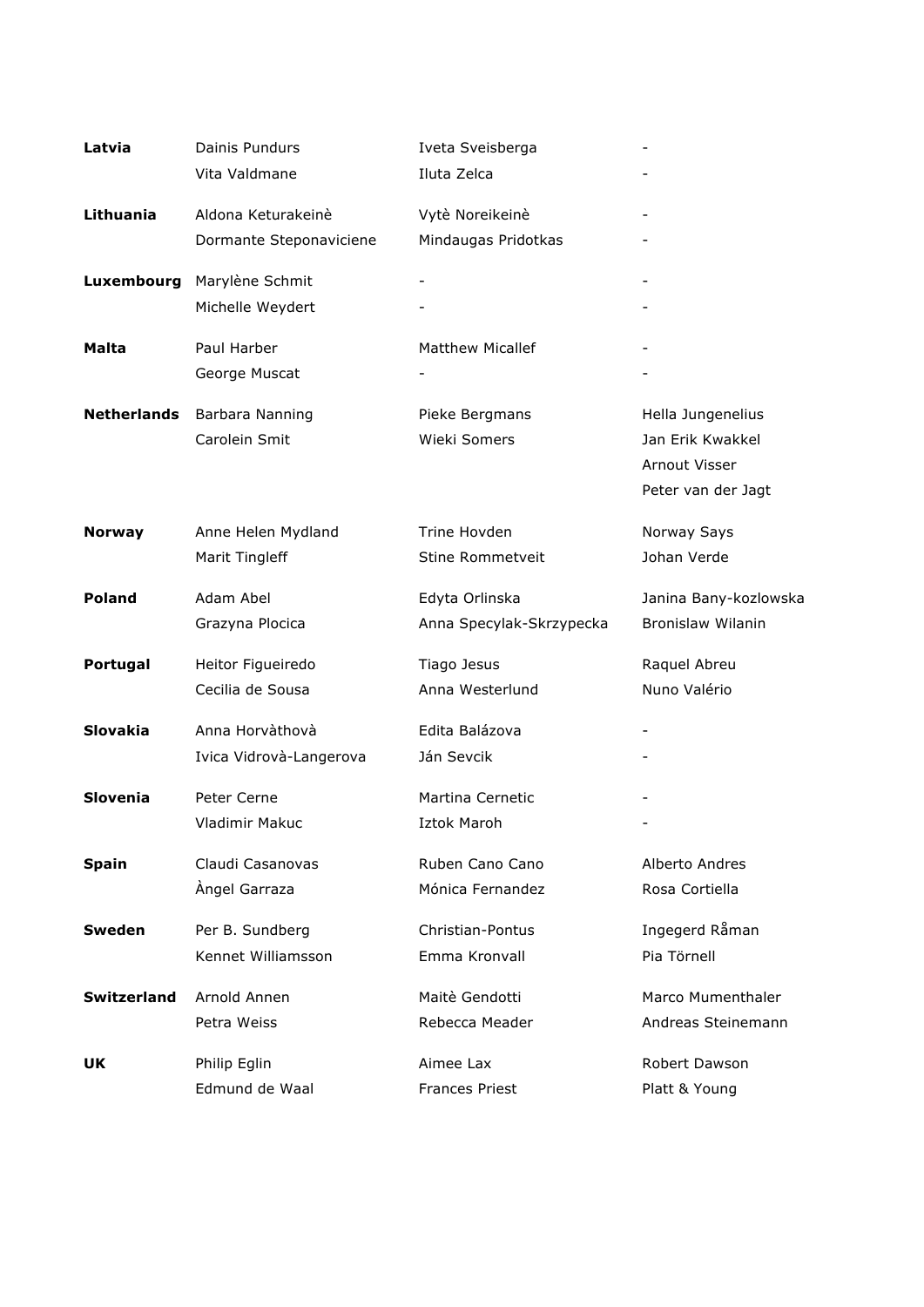| | | | |
|---|---|---|---|
| **Latvia** | Dainis Pundurs | Iveta Sveisberga | - |
| | Vita Valdmane | Iluta Zelca | - |
| **Lithuania** | Aldona Keturakeinè | Vytè Noreikeinè | - |
| | Dormante Steponaviciene | Mindaugas Pridotkas | - |
| **Luxembourg** | Marylène Schmit | - | - |
| | Michelle Weydert | - | - |
| **Malta** | Paul Harber | Matthew Micallef | - |
| | George Muscat | - | - |
| **Netherlands** | Barbara Nanning | Pieke Bergmans | Hella Jungenelius |
| | Carolein Smit | Wieki Somers | Jan Erik Kwakkel |
| | | | Arnout Visser |
| | | | Peter van der Jagt |
| **Norway** | Anne Helen Mydland | Trine Hovden | Norway Says |
| | Marit Tingleff | Stine Rommetveit | Johan Verde |
| **Poland** | Adam Abel | Edyta Orlinska | Janina Bany-kozlowska |
| | Grazyna Plocica | Anna Specylak-Skrzypecka | Bronislaw Wilanin |
| **Portugal** | Heitor Figueiredo | Tiago Jesus | Raquel Abreu |
| | Cecilia de Sousa | Anna Westerlund | Nuno Valério |
| **Slovakia** | Anna Horvàthovà | Edita Balázova | - |
| | Ivica Vidrovà-Langerova | Ján Sevcik | - |
| **Slovenia** | Peter Cerne | Martina Cernetic | - |
| | Vladimir Makuc | Iztok Maroh | - |
| **Spain** | Claudi Casanovas | Ruben Cano Cano | Alberto Andres |
| | Àngel Garraza | Mónica Fernandez | Rosa Cortiella |
| **Sweden** | Per B. Sundberg | Christian-Pontus | Ingegerd Råman |
| | Kennet Williamsson | Emma Kronvall | Pia Törnell |
| **Switzerland** | Arnold Annen | Maitè Gendotti | Marco Mumenthaler |
| | Petra Weiss | Rebecca Meader | Andreas Steinemann |
| **UK** | Philip Eglin | Aimee Lax | Robert Dawson |
| | Edmund de Waal | Frances Priest | Platt & Young |